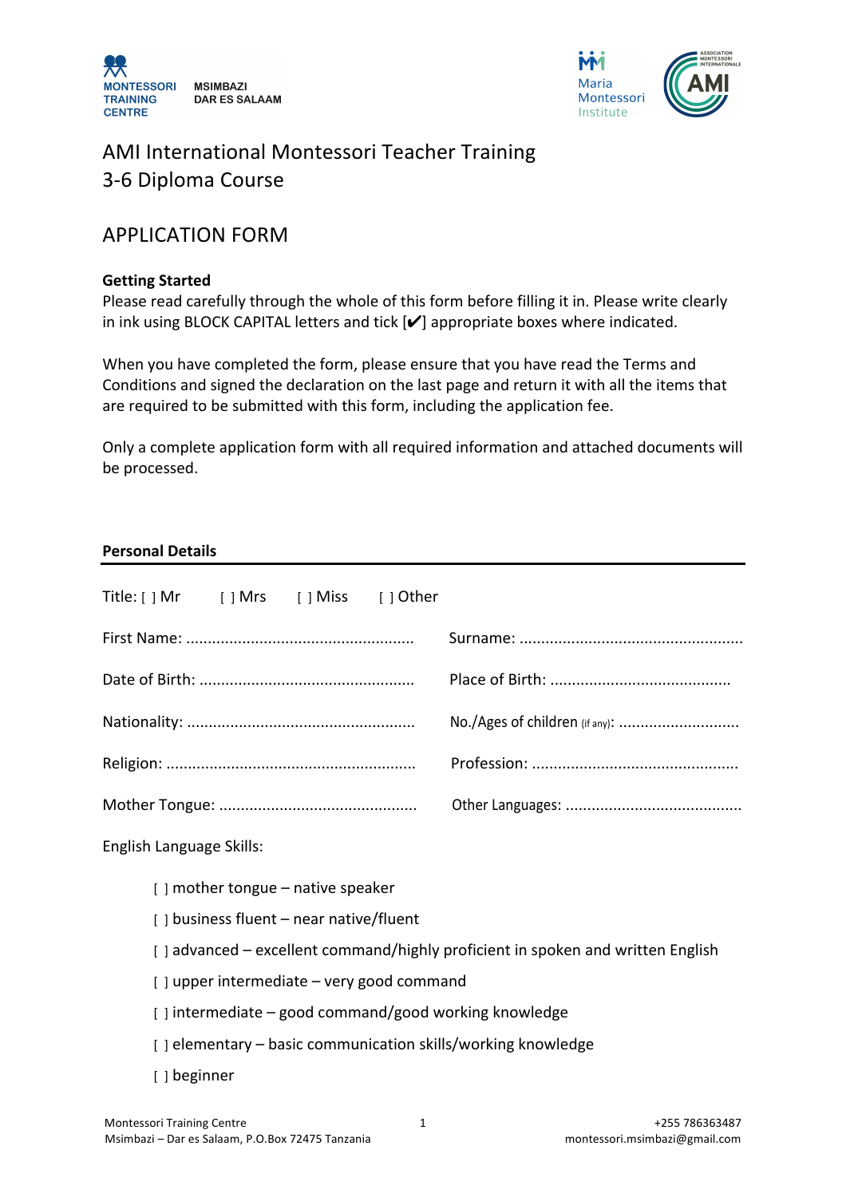MONTESSORI TRAINING CENTRE  MSIMBAZI DAR ES SALAAM

Maria Montessori Institute

# AMI International Montessori Teacher Training
# 3-6 Diploma Course

## APPLICATION FORM

**Getting Started**

Please read carefully through the whole of this form before filling it in. Please write clearly in ink using BLOCK CAPITAL letters and tick [✔] appropriate boxes where indicated.

When you have completed the form, please ensure that you have read the Terms and Conditions and signed the declaration on the last page and return it with all the items that are required to be submitted with this form, including the application fee.

Only a complete application form with all required information and attached documents will be processed.

**Personal Details**

---

Title: [ ] Mr    [ ] Mrs    [ ] Miss    [ ] Other

First Name: ....................................................    Surname: ...................................................

Date of Birth: .................................................    Place of Birth: .........................................

Nationality: ....................................................    No./Ages of children (if any): ............................

Religion: .........................................................    Profession: ...............................................

Mother Tongue: .............................................    Other Languages: ........................................

English Language Skills:

- [ ] mother tongue – native speaker
- [ ] business fluent – near native/fluent
- [ ] advanced – excellent command/highly proficient in spoken and written English
- [ ] upper intermediate – very good command
- [ ] intermediate – good command/good working knowledge
- [ ] elementary – basic communication skills/working knowledge
- [ ] beginner

Montessori Training Centre
Msimbazi – Dar es Salaam, P.O.Box 72475 Tanzania
+255 786363487
montessori.msimbazi@gmail.com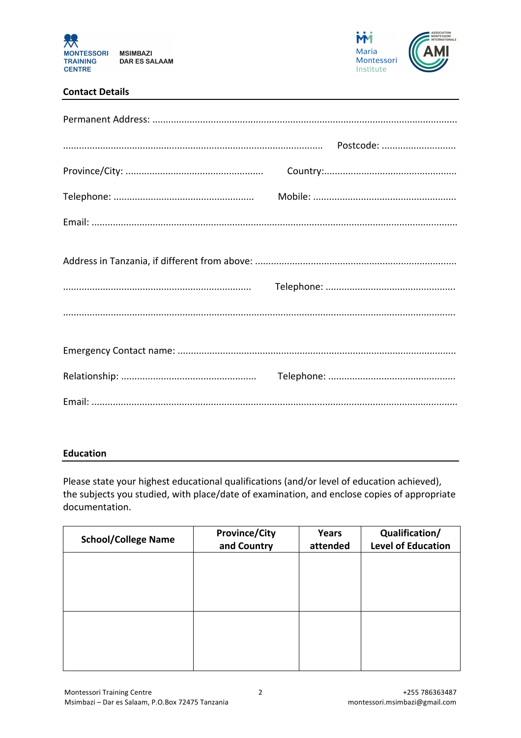MONTESSORI TRAINING CENTRE MSIMBAZI DAR ES SALAAM

Maria Montessori Institute

## Contact Details

Permanent Address: ..................................................................................................................

........................................................................................... Postcode: ............................

Province/City: ................................................... Country:..................................................

Telephone: .................................................... Mobile: .....................................................

Email: .......................................................................................................................................

Address in Tanzania, if different from above: ...........................................................................

...................................................................... Telephone: .................................................

.................................................................................................................................................

Emergency Contact name: .......................................................................................................

Relationship: .................................................. Telephone: ................................................

Email: .......................................................................................................................................

## Education

Please state your highest educational qualifications (and/or level of education achieved), the subjects you studied, with place/date of examination, and enclose copies of appropriate documentation.

| School/College Name | Province/City and Country | Years attended | Qualification/ Level of Education |
|---|---|---|---|
| | | | |
| | | | |

Montessori Training Centre
Msimbazi – Dar es Salaam, P.O.Box 72475 Tanzania

+255 786363487
montessori.msimbazi@gmail.com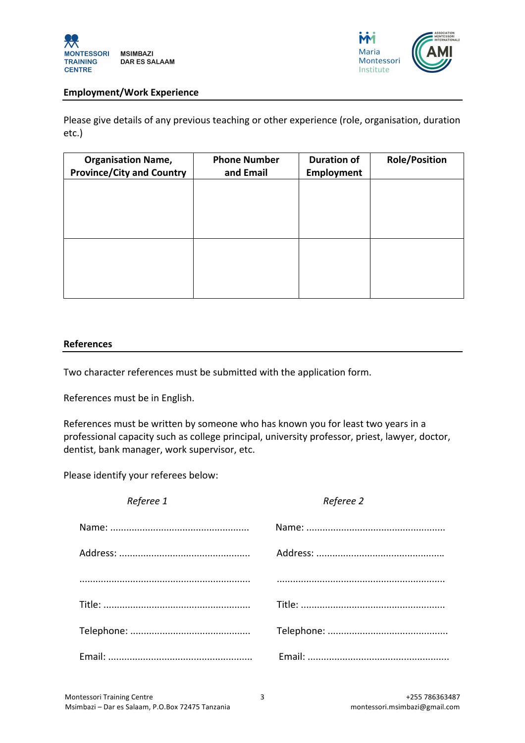## Employment/Work Experience

Please give details of any previous teaching or other experience (role, organisation, duration etc.)

| Organisation Name, Province/City and Country | Phone Number and Email | Duration of Employment | Role/Position |
|---|---|---|---|
| | | | |
| | | | |

## References

Two character references must be submitted with the application form.

References must be in English.

References must be written by someone who has known you for least two years in a professional capacity such as college principal, university professor, priest, lawyer, doctor, dentist, bank manager, work supervisor, etc.

Please identify your referees below:

| *Referee 1* | *Referee 2* |
|---|---|
| Name: ................................................... | Name: ................................................... |
| Address: ................................................ | Address: ............................................... |
| .............................................................. | ............................................................. |
| Title: ...................................................... | Title: ..................................................... |
| Telephone: ............................................ | Telephone: ............................................ |
| Email: ..................................................... | Email: .................................................... |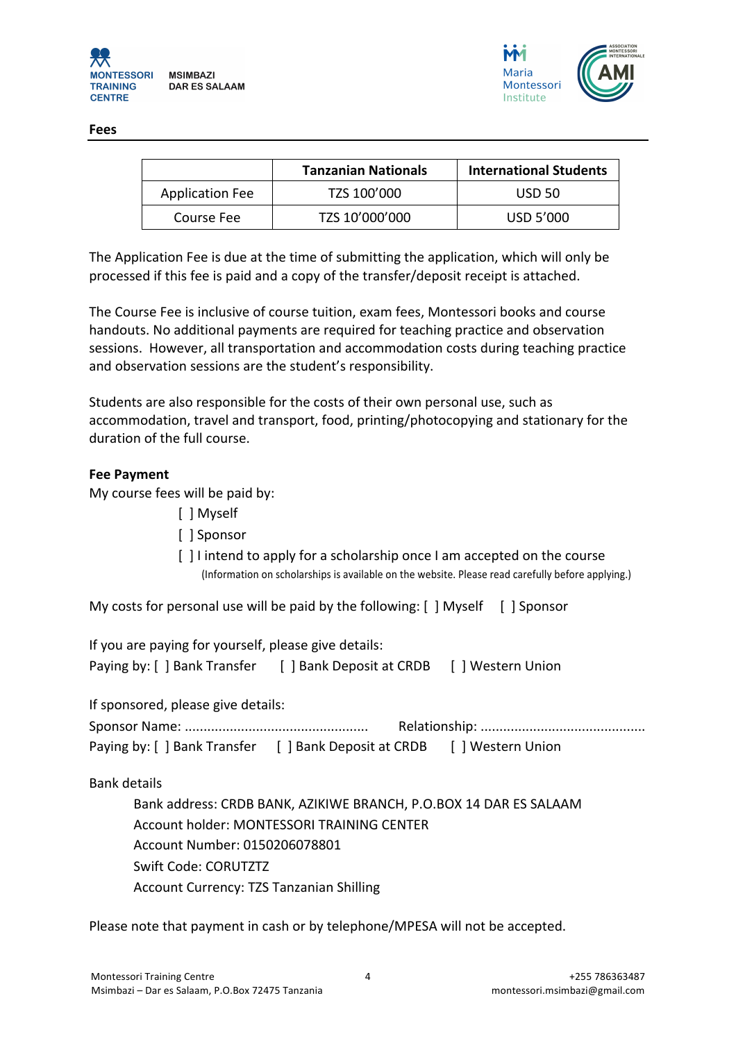## Fees

| | Tanzanian Nationals | International Students |
|---|---|---|
| Application Fee | TZS 100’000 | USD 50 |
| Course Fee | TZS 10’000’000 | USD 5’000 |

The Application Fee is due at the time of submitting the application, which will only be processed if this fee is paid and a copy of the transfer/deposit receipt is attached.

The Course Fee is inclusive of course tuition, exam fees, Montessori books and course handouts. No additional payments are required for teaching practice and observation sessions. However, all transportation and accommodation costs during teaching practice and observation sessions are the student’s responsibility.

Students are also responsible for the costs of their own personal use, such as accommodation, travel and transport, food, printing/photocopying and stationary for the duration of the full course.

**Fee Payment**

My course fees will be paid by:

[ ] Myself

[ ] Sponsor

[ ] I intend to apply for a scholarship once I am accepted on the course
(Information on scholarships is available on the website. Please read carefully before applying.)

My costs for personal use will be paid by the following: [ ] Myself [ ] Sponsor

If you are paying for yourself, please give details:

Paying by: [ ] Bank Transfer [ ] Bank Deposit at CRDB [ ] Western Union

If sponsored, please give details:

Sponsor Name: ................................................ Relationship: ...........................................

Paying by: [ ] Bank Transfer [ ] Bank Deposit at CRDB [ ] Western Union

Bank details

Bank address: CRDB BANK, AZIKIWE BRANCH, P.O.BOX 14 DAR ES SALAAM
Account holder: MONTESSORI TRAINING CENTER
Account Number: 0150206078801
Swift Code: CORUTZTZ
Account Currency: TZS Tanzanian Shilling

Please note that payment in cash or by telephone/MPESA will not be accepted.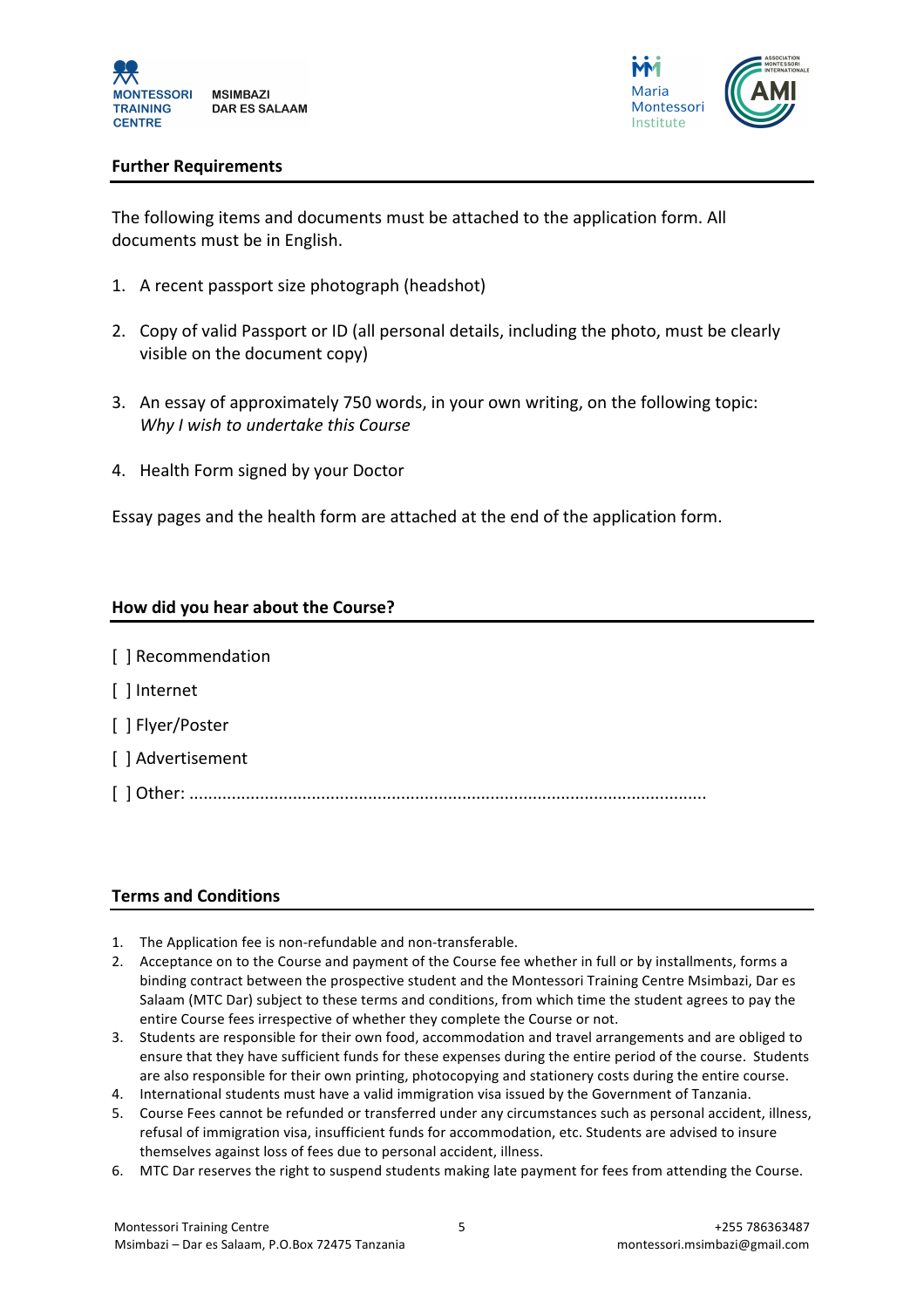## Further Requirements

The following items and documents must be attached to the application form. All documents must be in English.

1. A recent passport size photograph (headshot)
2. Copy of valid Passport or ID (all personal details, including the photo, must be clearly visible on the document copy)
3. An essay of approximately 750 words, in your own writing, on the following topic: *Why I wish to undertake this Course*
4. Health Form signed by your Doctor

Essay pages and the health form are attached at the end of the application form.

## How did you hear about the Course?

[ ] Recommendation

[ ] Internet

[ ] Flyer/Poster

[ ] Advertisement

[ ] Other: ............................................................................................................

## Terms and Conditions

1. The Application fee is non-refundable and non-transferable.
2. Acceptance on to the Course and payment of the Course fee whether in full or by installments, forms a binding contract between the prospective student and the Montessori Training Centre Msimbazi, Dar es Salaam (MTC Dar) subject to these terms and conditions, from which time the student agrees to pay the entire Course fees irrespective of whether they complete the Course or not.
3. Students are responsible for their own food, accommodation and travel arrangements and are obliged to ensure that they have sufficient funds for these expenses during the entire period of the course. Students are also responsible for their own printing, photocopying and stationery costs during the entire course.
4. International students must have a valid immigration visa issued by the Government of Tanzania.
5. Course Fees cannot be refunded or transferred under any circumstances such as personal accident, illness, refusal of immigration visa, insufficient funds for accommodation, etc. Students are advised to insure themselves against loss of fees due to personal accident, illness.
6. MTC Dar reserves the right to suspend students making late payment for fees from attending the Course.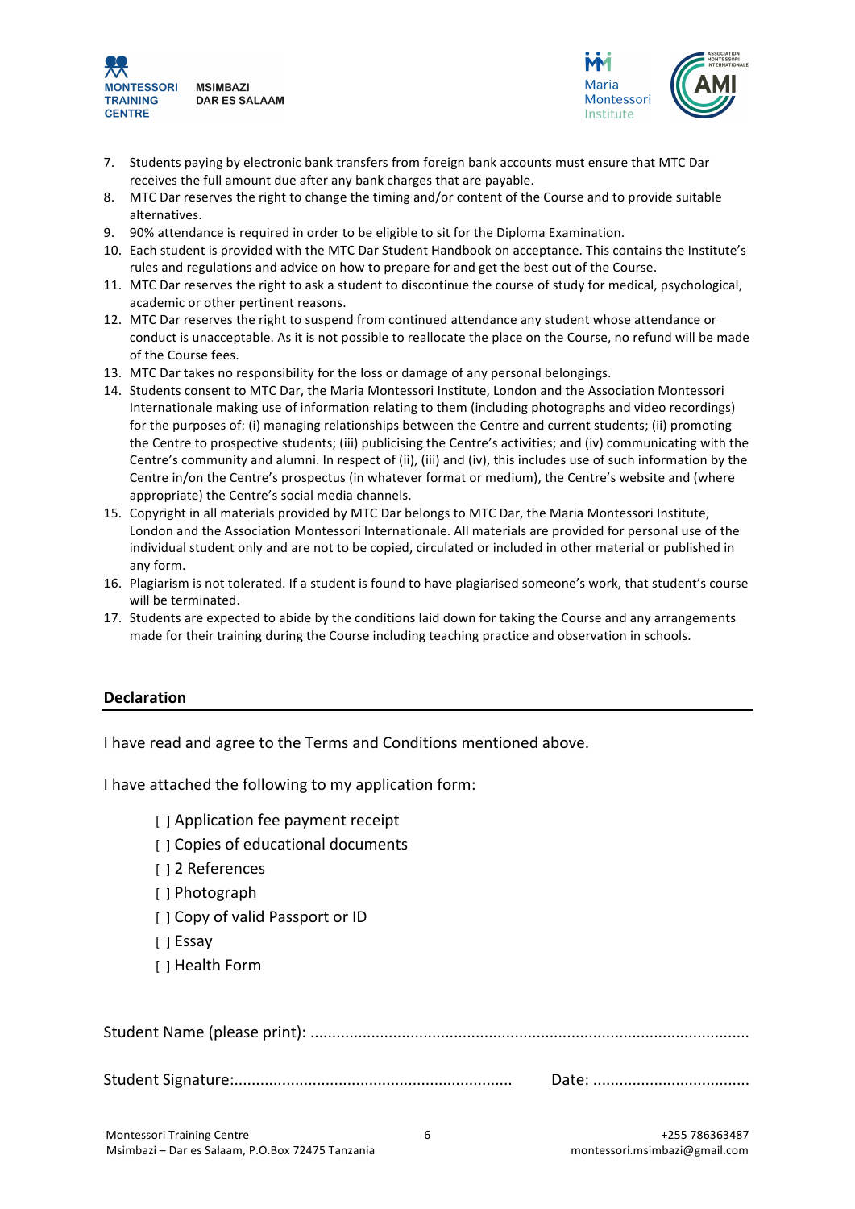7. Students paying by electronic bank transfers from foreign bank accounts must ensure that MTC Dar receives the full amount due after any bank charges that are payable.
8. MTC Dar reserves the right to change the timing and/or content of the Course and to provide suitable alternatives.
9. 90% attendance is required in order to be eligible to sit for the Diploma Examination.
10. Each student is provided with the MTC Dar Student Handbook on acceptance. This contains the Institute's rules and regulations and advice on how to prepare for and get the best out of the Course.
11. MTC Dar reserves the right to ask a student to discontinue the course of study for medical, psychological, academic or other pertinent reasons.
12. MTC Dar reserves the right to suspend from continued attendance any student whose attendance or conduct is unacceptable. As it is not possible to reallocate the place on the Course, no refund will be made of the Course fees.
13. MTC Dar takes no responsibility for the loss or damage of any personal belongings.
14. Students consent to MTC Dar, the Maria Montessori Institute, London and the Association Montessori Internationale making use of information relating to them (including photographs and video recordings) for the purposes of: (i) managing relationships between the Centre and current students; (ii) promoting the Centre to prospective students; (iii) publicising the Centre's activities; and (iv) communicating with the Centre's community and alumni. In respect of (ii), (iii) and (iv), this includes use of such information by the Centre in/on the Centre's prospectus (in whatever format or medium), the Centre's website and (where appropriate) the Centre's social media channels.
15. Copyright in all materials provided by MTC Dar belongs to MTC Dar, the Maria Montessori Institute, London and the Association Montessori Internationale. All materials are provided for personal use of the individual student only and are not to be copied, circulated or included in other material or published in any form.
16. Plagiarism is not tolerated. If a student is found to have plagiarised someone's work, that student's course will be terminated.
17. Students are expected to abide by the conditions laid down for taking the Course and any arrangements made for their training during the Course including teaching practice and observation in schools.

## Declaration

I have read and agree to the Terms and Conditions mentioned above.

I have attached the following to my application form:

- [ ] Application fee payment receipt
- [ ] Copies of educational documents
- [ ] 2 References
- [ ] Photograph
- [ ] Copy of valid Passport or ID
- [ ] Essay
- [ ] Health Form

Student Name (please print): ....................................................................................................

Student Signature:............................................................... Date: ...................................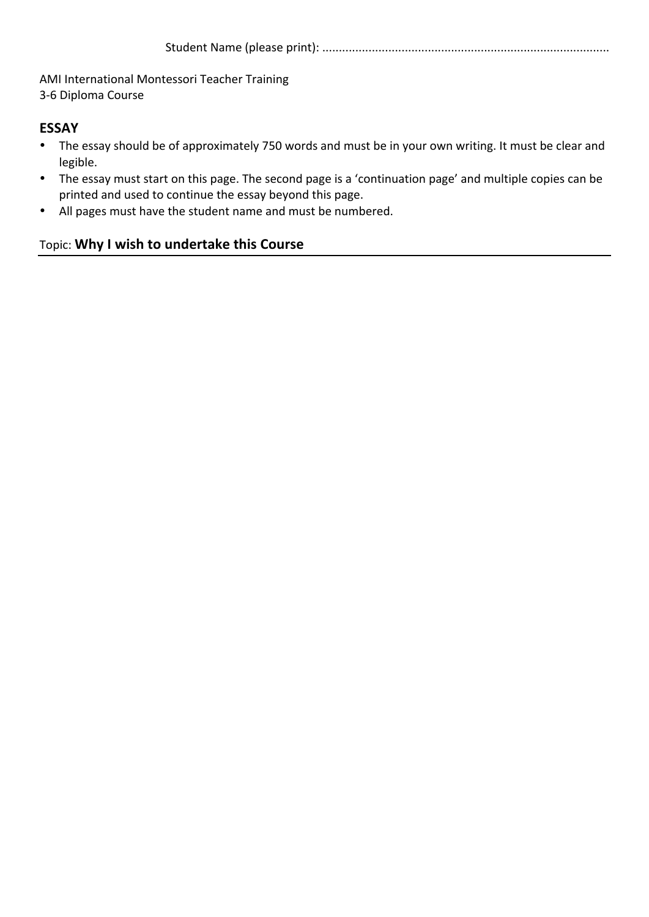Student Name (please print): ......................................................................................

AMI International Montessori Teacher Training
3-6 Diploma Course

## ESSAY

- The essay should be of approximately 750 words and must be in your own writing. It must be clear and legible.
- The essay must start on this page. The second page is a 'continuation page' and multiple copies can be printed and used to continue the essay beyond this page.
- All pages must have the student name and must be numbered.

Topic: **Why I wish to undertake this Course**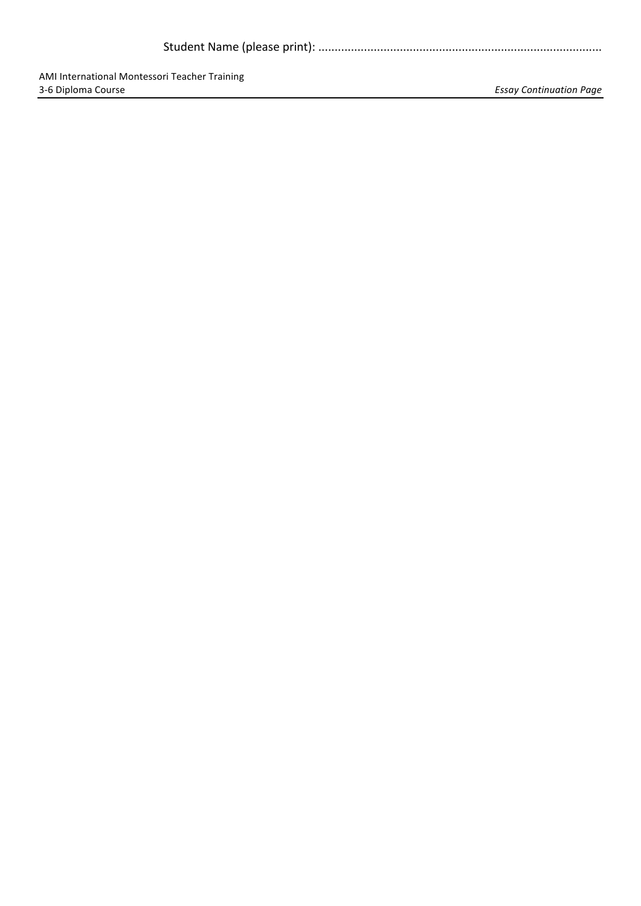Student Name (please print): ......................................................................................

AMI International Montessori Teacher Training
3-6 Diploma Course

*Essay Continuation Page*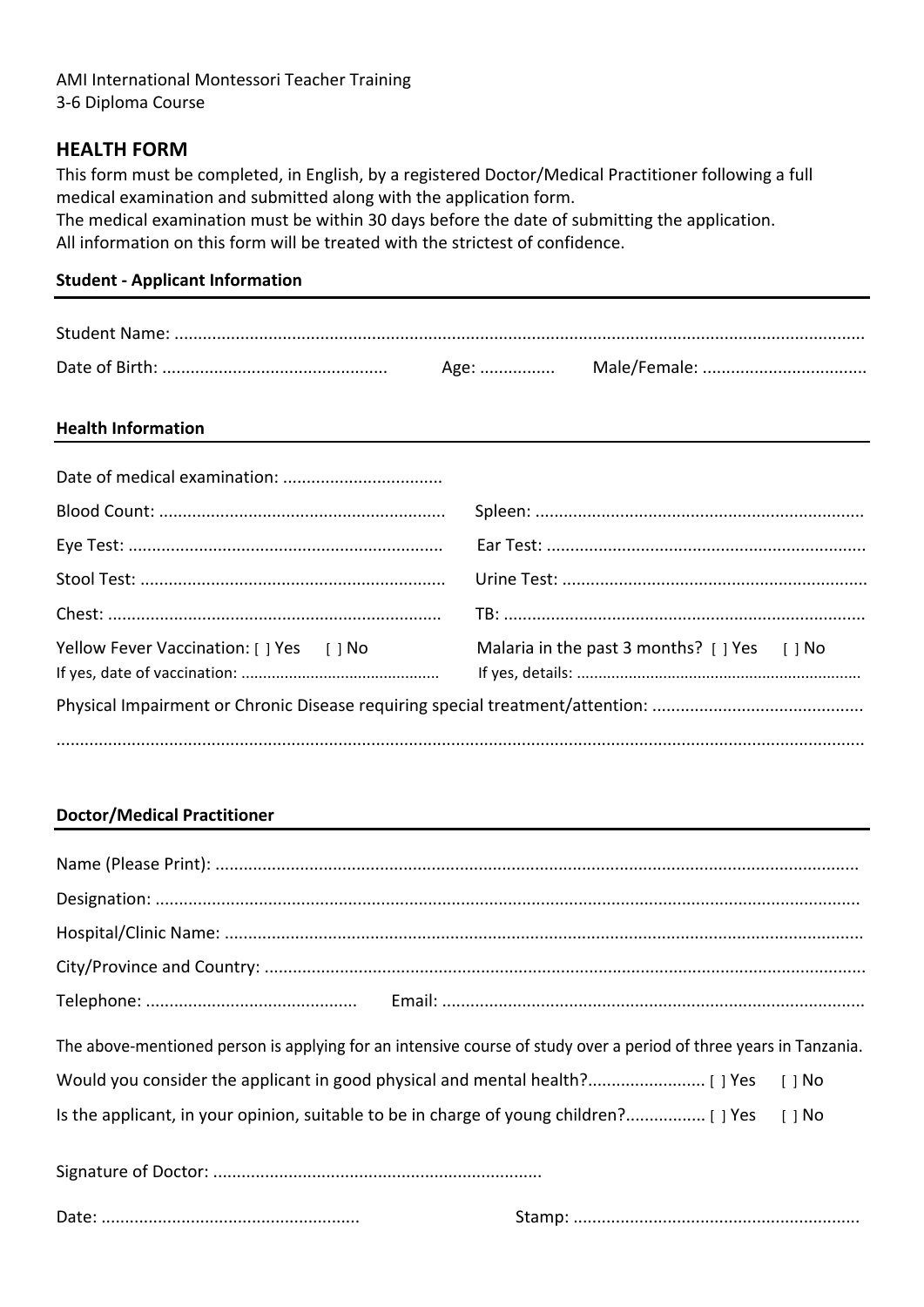AMI International Montessori Teacher Training
3-6 Diploma Course

## HEALTH FORM

This form must be completed, in English, by a registered Doctor/Medical Practitioner following a full medical examination and submitted along with the application form.
The medical examination must be within 30 days before the date of submitting the application.
All information on this form will be treated with the strictest of confidence.

**Student - Applicant Information**

Student Name: ..................................................................................................................................................

Date of Birth: ................................................ Age: ................ Male/Female: ..................................

**Health Information**

Date of medical examination: ..................................

Blood Count: ............................................................ Spleen: .....................................................................

Eye Test: .................................................................. Ear Test: ...................................................................

Stool Test: ................................................................ Urine Test: ................................................................

Chest: ...................................................................... TB: ...........................................................................

Yellow Fever Vaccination: [ ] Yes [ ] No
If yes, date of vaccination: .............................................

Malaria in the past 3 months? [ ] Yes [ ] No
If yes, details: ................................................................

Physical Impairment or Chronic Disease requiring special treatment/attention: ............................................
.......................................................................................................................................................................

**Doctor/Medical Practitioner**

Name (Please Print): .......................................................................................................................................

Designation: ....................................................................................................................................................

Hospital/Clinic Name: ......................................................................................................................................

City/Province and Country: ..............................................................................................................................

Telephone: ............................................ Email: .........................................................................................

The above-mentioned person is applying for an intensive course of study over a period of three years in Tanzania.

Would you consider the applicant in good physical and mental health?......................... [ ] Yes [ ] No

Is the applicant, in your opinion, suitable to be in charge of young children?................. [ ] Yes [ ] No

Signature of Doctor: .....................................................................

Date: ...................................................... Stamp: ............................................................